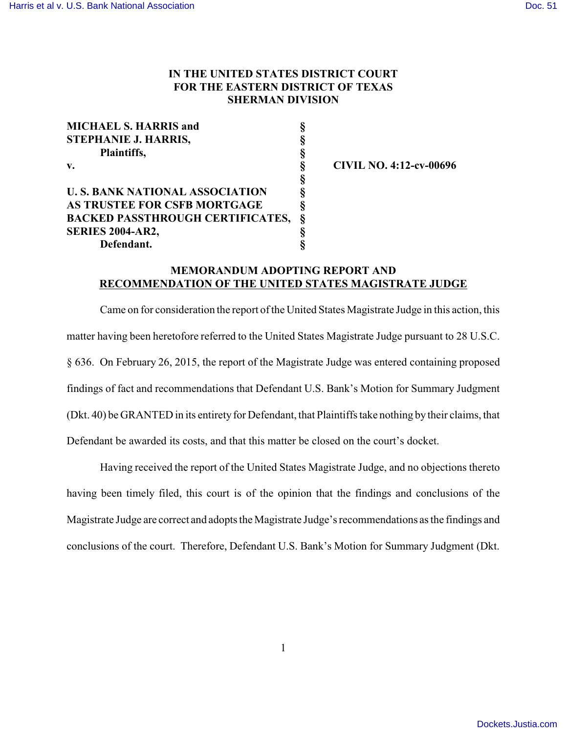IN THE UNITED STATES DISTRICT COURT
FOR THE EASTERN DISTRICT OF TEXAS
SHERMAN DIVISION

| | | |
|---|---|---|
| **MICHAEL S. HARRIS and STEPHANIE J. HARRIS,** | § | |
| **Plaintiffs,** | § | |
| **v.** | § | **CIVIL NO. 4:12-cv-00696** |
| | § | |
| **U. S. BANK NATIONAL ASSOCIATION AS TRUSTEE FOR CSFB MORTGAGE BACKED PASSTHROUGH CERTIFICATES, SERIES 2004-AR2,** | § | |
| **Defendant.** | § | |

## MEMORANDUM ADOPTING REPORT AND RECOMMENDATION OF THE UNITED STATES MAGISTRATE JUDGE

Came on for consideration the report of the United States Magistrate Judge in this action, this matter having been heretofore referred to the United States Magistrate Judge pursuant to 28 U.S.C. § 636. On February 26, 2015, the report of the Magistrate Judge was entered containing proposed findings of fact and recommendations that Defendant U.S. Bank's Motion for Summary Judgment (Dkt. 40) be GRANTED in its entirety for Defendant, that Plaintiffs take nothing by their claims, that Defendant be awarded its costs, and that this matter be closed on the court's docket.

Having received the report of the United States Magistrate Judge, and no objections thereto having been timely filed, this court is of the opinion that the findings and conclusions of the Magistrate Judge are correct and adopts the Magistrate Judge's recommendations as the findings and conclusions of the court. Therefore, Defendant U.S. Bank's Motion for Summary Judgment (Dkt.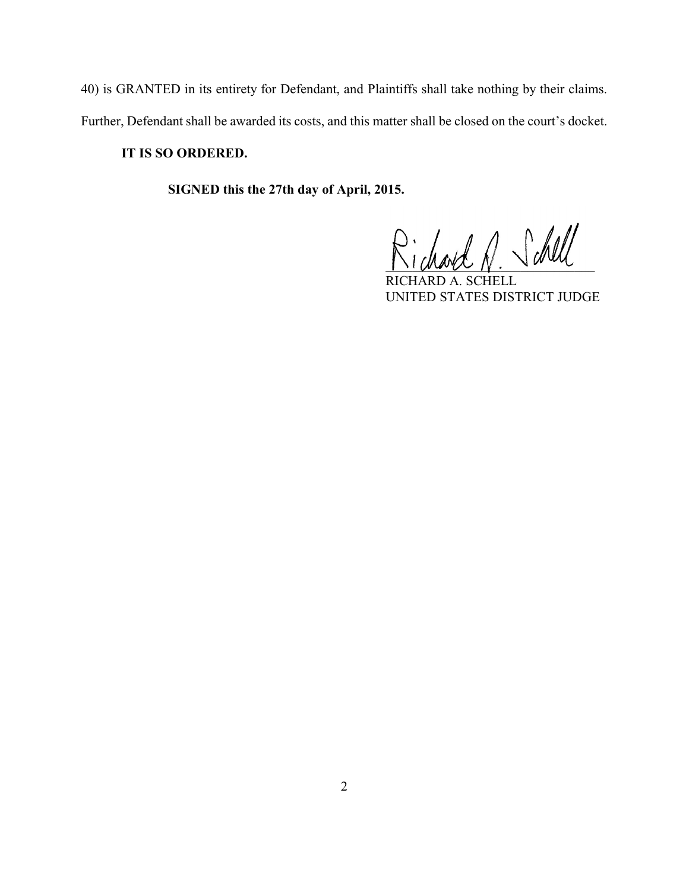40) is GRANTED in its entirety for Defendant, and Plaintiffs shall take nothing by their claims. Further, Defendant shall be awarded its costs, and this matter shall be closed on the court's docket.

**IT IS SO ORDERED.**

**SIGNED this the 27th day of April, 2015.**

RICHARD A. SCHELL
UNITED STATES DISTRICT JUDGE